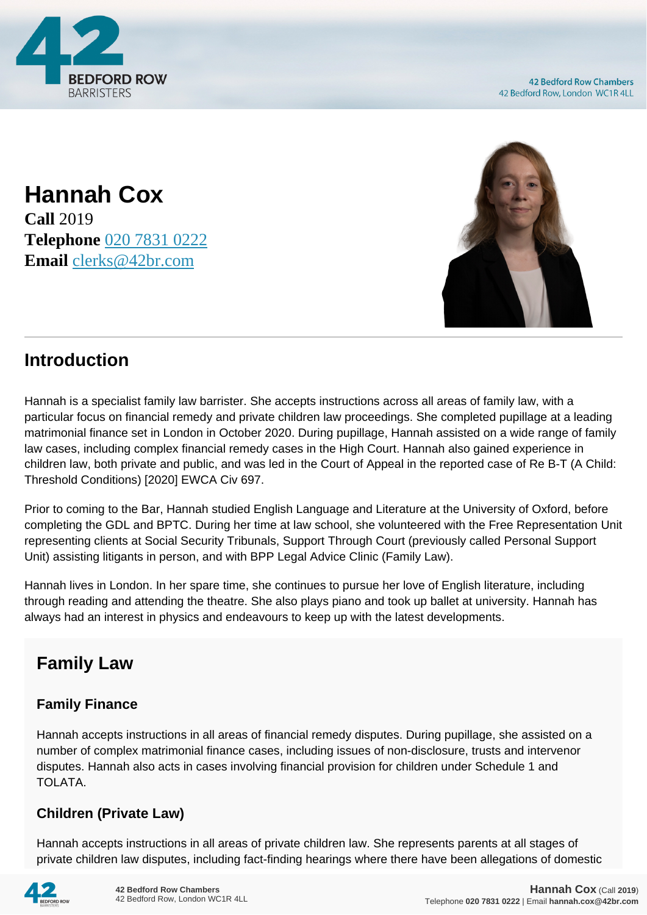# Hannah Cox

**Call** 2019
**Telephone** 020 7831 0222
**Email** clerks@42br.com

## Introduction

Hannah is a specialist family law barrister. She accepts instructions across all areas of family law, with a particular focus on financial remedy and private children law proceedings. She completed pupillage at a leading matrimonial finance set in London in October 2020. During pupillage, Hannah assisted on a wide range of family law cases, including complex financial remedy cases in the High Court. Hannah also gained experience in children law, both private and public, and was led in the Court of Appeal in the reported case of Re B-T (A Child: Threshold Conditions) [2020] EWCA Civ 697.

Prior to coming to the Bar, Hannah studied English Language and Literature at the University of Oxford, before completing the GDL and BPTC. During her time at law school, she volunteered with the Free Representation Unit representing clients at Social Security Tribunals, Support Through Court (previously called Personal Support Unit) assisting litigants in person, and with BPP Legal Advice Clinic (Family Law).

Hannah lives in London. In her spare time, she continues to pursue her love of English literature, including through reading and attending the theatre. She also plays piano and took up ballet at university. Hannah has always had an interest in physics and endeavours to keep up with the latest developments.

## Family Law

### Family Finance

Hannah accepts instructions in all areas of financial remedy disputes. During pupillage, she assisted on a number of complex matrimonial finance cases, including issues of non-disclosure, trusts and intervenor disputes. Hannah also acts in cases involving financial provision for children under Schedule 1 and TOLATA.

### Children (Private Law)

Hannah accepts instructions in all areas of private children law. She represents parents at all stages of private children law disputes, including fact-finding hearings where there have been allegations of domestic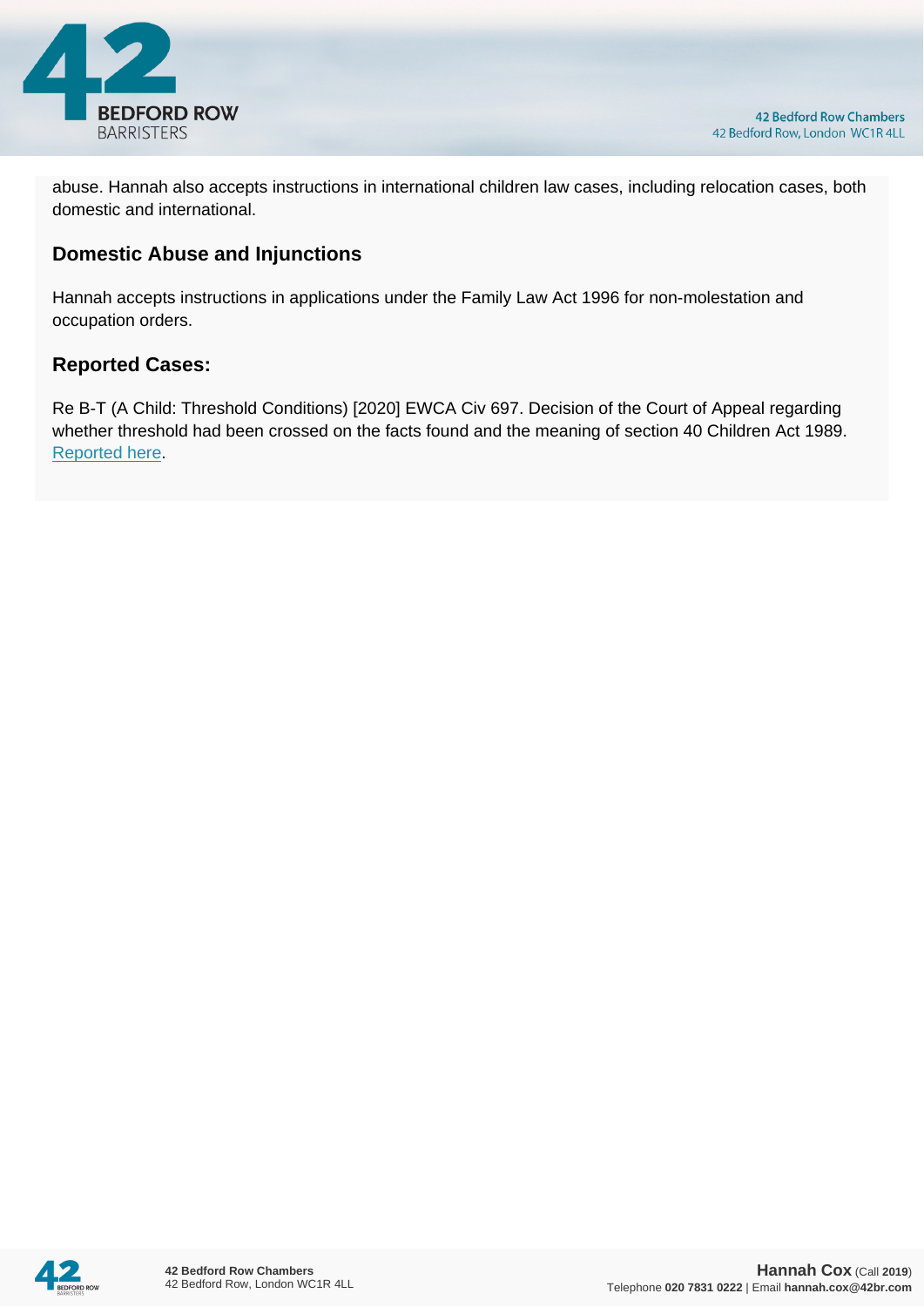abuse. Hannah also accepts instructions in international children law cases, including relocation cases, both domestic and international.

### Domestic Abuse and Injunctions

Hannah accepts instructions in applications under the Family Law Act 1996 for non-molestation and occupation orders.

### Reported Cases:

Re B-T (A Child: Threshold Conditions) [2020] EWCA Civ 697. Decision of the Court of Appeal regarding whether threshold had been crossed on the facts found and the meaning of section 40 Children Act 1989. Reported here.